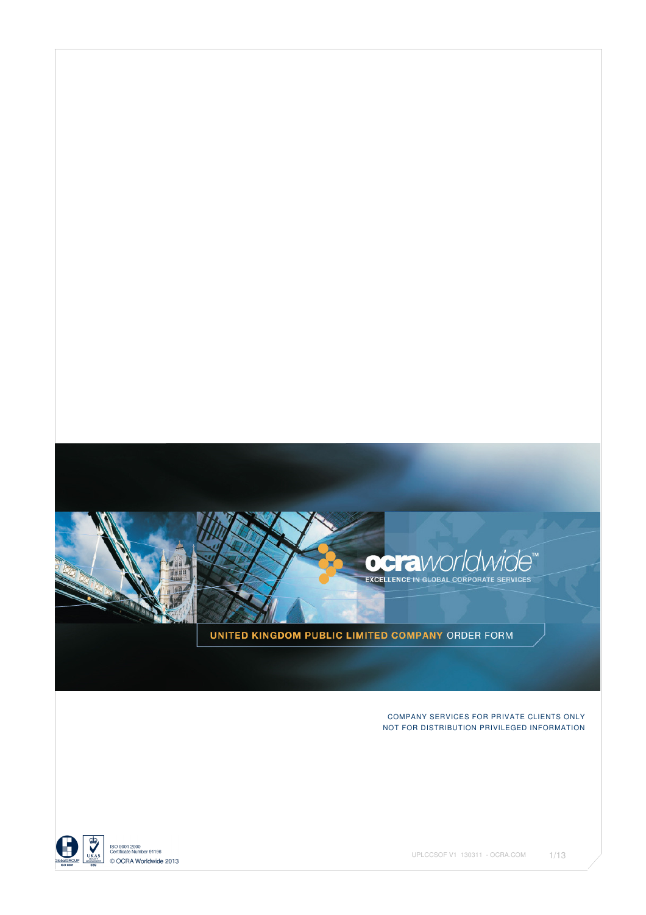ocraworldwide™

EXCELLENCE IN GLOBAL CORPORATE SERVICES

# UNITED KINGDOM PUBLIC LIMITED COMPANY ORDER FORM

COMPANY SERVICES FOR PRIVATE CLIENTS ONLY
NOT FOR DISTRIBUTION PRIVILEGED INFORMATION

ISO 9001:2000
Certificate Number 91196
© OCRA Worldwide 2013

UPLCCSOF V1 130311 - OCRA.COM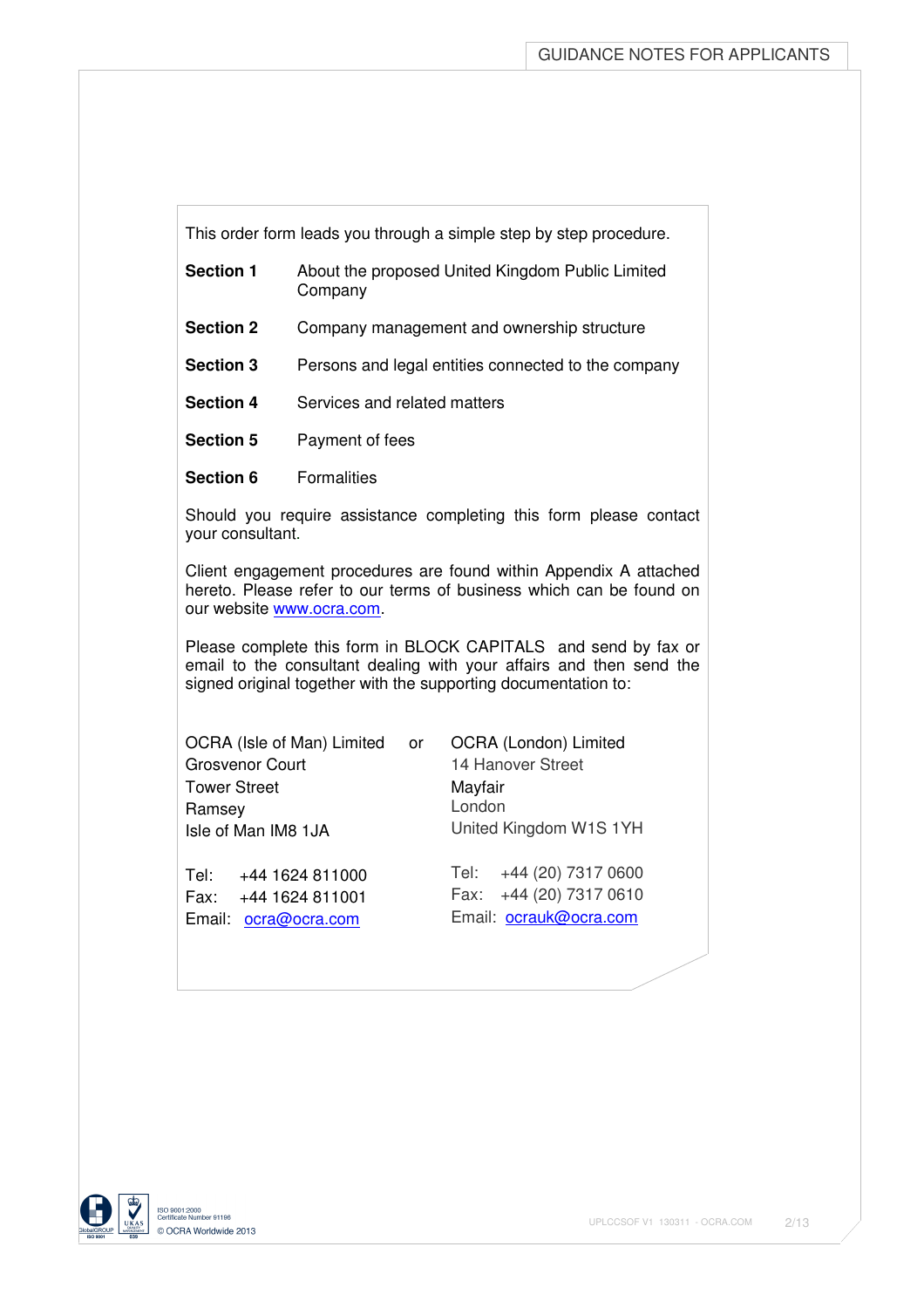# GUIDANCE NOTES FOR APPLICANTS

This order form leads you through a simple step by step procedure.

| | |
|---|---|
| **Section 1** | About the proposed United Kingdom Public Limited Company |
| **Section 2** | Company management and ownership structure |
| **Section 3** | Persons and legal entities connected to the company |
| **Section 4** | Services and related matters |
| **Section 5** | Payment of fees |
| **Section 6** | Formalities |

Should you require assistance completing this form please contact your consultant.

Client engagement procedures are found within Appendix A attached hereto. Please refer to our terms of business which can be found on our website www.ocra.com.

Please complete this form in BLOCK CAPITALS and send by fax or email to the consultant dealing with your affairs and then send the signed original together with the supporting documentation to:

OCRA (Isle of Man) Limited
Grosvenor Court
Tower Street
Ramsey
Isle of Man IM8 1JA

Tel: +44 1624 811000
Fax: +44 1624 811001
Email: ocra@ocra.com

or

OCRA (London) Limited
14 Hanover Street
Mayfair
London
United Kingdom W1S 1YH

Tel: +44 (20) 7317 0600
Fax: +44 (20) 7317 0610
Email: ocrauk@ocra.com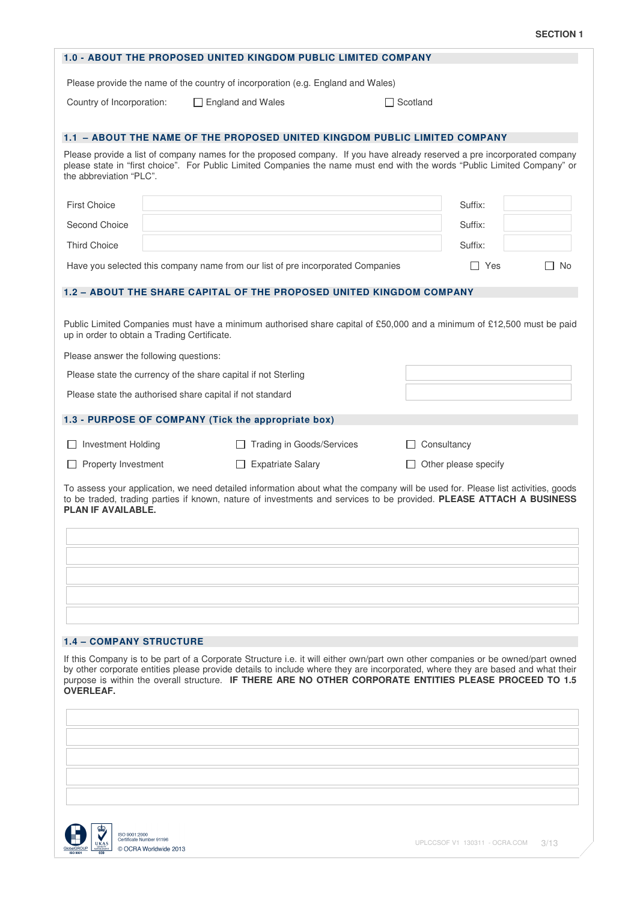SECTION 1

## 1.0 - ABOUT THE PROPOSED UNITED KINGDOM PUBLIC LIMITED COMPANY

Please provide the name of the country of incorporation (e.g. England and Wales)

Country of Incorporation: ☐ England and Wales ☐ Scotland

## 1.1 – ABOUT THE NAME OF THE PROPOSED UNITED KINGDOM PUBLIC LIMITED COMPANY

Please provide a list of company names for the proposed company. If you have already reserved a pre incorporated company please state in "first choice". For Public Limited Companies the name must end with the words "Public Limited Company" or the abbreviation "PLC".

| | | | |
|---|---|---|---|
| First Choice | | Suffix: | |
| Second Choice | | Suffix: | |
| Third Choice | | Suffix: | |

Have you selected this company name from our list of pre incorporated Companies ☐ Yes ☐ No

## 1.2 – ABOUT THE SHARE CAPITAL OF THE PROPOSED UNITED KINGDOM COMPANY

Public Limited Companies must have a minimum authorised share capital of £50,000 and a minimum of £12,500 must be paid up in order to obtain a Trading Certificate.

Please answer the following questions:

| | |
|---|---|
| Please state the currency of the share capital if not Sterling | |
| Please state the authorised share capital if not standard | |

## 1.3 - PURPOSE OF COMPANY (Tick the appropriate box)

☐ Investment Holding ☐ Trading in Goods/Services ☐ Consultancy

☐ Property Investment ☐ Expatriate Salary ☐ Other please specify

To assess your application, we need detailed information about what the company will be used for. Please list activities, goods to be traded, trading parties if known, nature of investments and services to be provided. **PLEASE ATTACH A BUSINESS PLAN IF AVAILABLE.**

| |
|---|
| |
| |
| |
| |
| |

## 1.4 – COMPANY STRUCTURE

If this Company is to be part of a Corporate Structure i.e. it will either own/part own other companies or be owned/part owned by other corporate entities please provide details to include where they are incorporated, where they are based and what their purpose is within the overall structure. **IF THERE ARE NO OTHER CORPORATE ENTITIES PLEASE PROCEED TO 1.5 OVERLEAF.**

| |
|---|
| |
| |
| |
| |
| |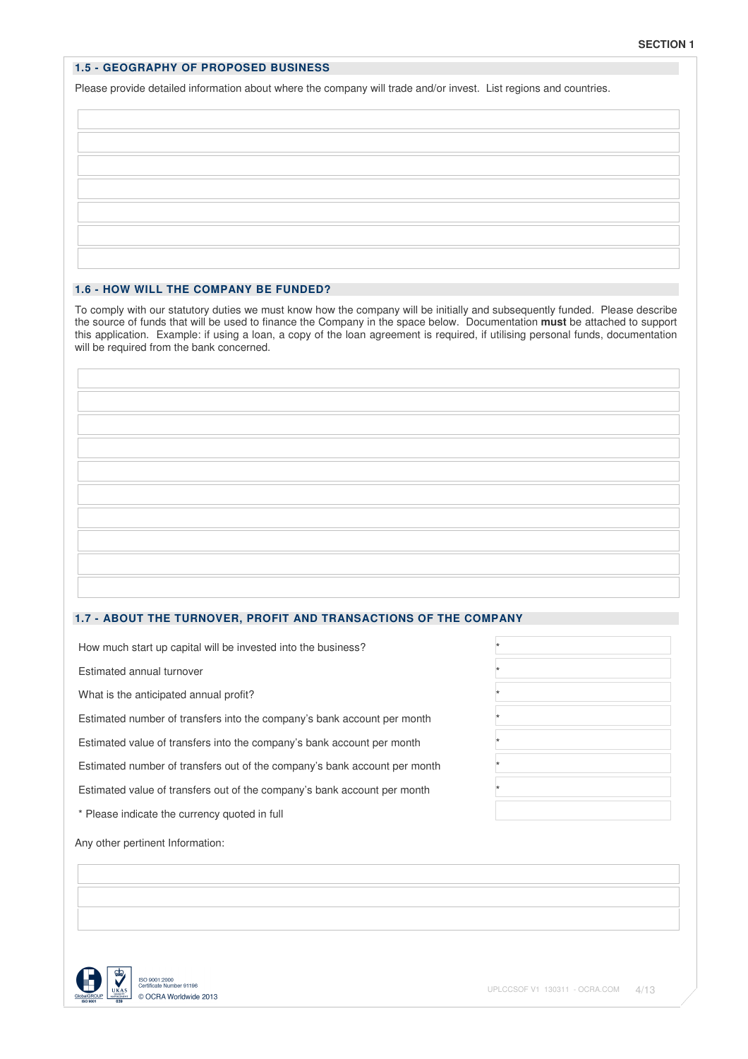SECTION 1

## 1.5 - GEOGRAPHY OF PROPOSED BUSINESS

Please provide detailed information about where the company will trade and/or invest. List regions and countries.

## 1.6 - HOW WILL THE COMPANY BE FUNDED?

To comply with our statutory duties we must know how the company will be initially and subsequently funded. Please describe the source of funds that will be used to finance the Company in the space below. Documentation **must** be attached to support this application. Example: if using a loan, a copy of the loan agreement is required, if utilising personal funds, documentation will be required from the bank concerned.

## 1.7 - ABOUT THE TURNOVER, PROFIT AND TRANSACTIONS OF THE COMPANY

| | |
|---|---|
| How much start up capital will be invested into the business? | * |
| Estimated annual turnover | * |
| What is the anticipated annual profit? | * |
| Estimated number of transfers into the company's bank account per month | * |
| Estimated value of transfers into the company's bank account per month | * |
| Estimated number of transfers out of the company's bank account per month | * |
| Estimated value of transfers out of the company's bank account per month | * |
| * Please indicate the currency quoted in full | |

Any other pertinent Information:

ISO 9001:2000
Certificate Number 91196
© OCRA Worldwide 2013

UPLCCSOF V1 130311 - OCRA.COM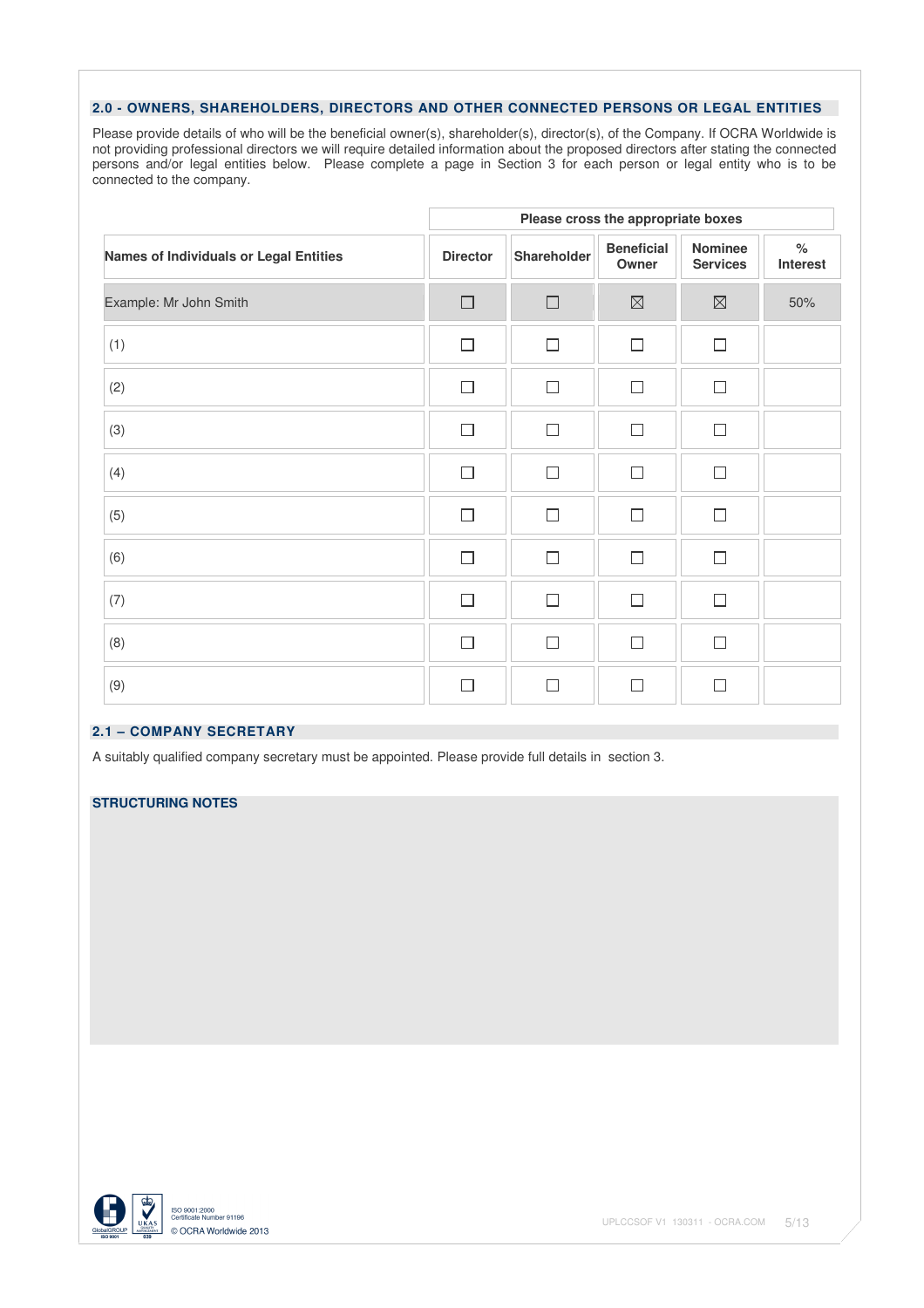## 2.0 - OWNERS, SHAREHOLDERS, DIRECTORS AND OTHER CONNECTED PERSONS OR LEGAL ENTITIES

Please provide details of who will be the beneficial owner(s), shareholder(s), director(s), of the Company. If OCRA Worldwide is not providing professional directors we will require detailed information about the proposed directors after stating the connected persons and/or legal entities below. Please complete a page in Section 3 for each person or legal entity who is to be connected to the company.

| | Please cross the appropriate boxes | | | | |
|---|---|---|---|---|---|
| **Names of Individuals or Legal Entities** | **Director** | **Shareholder** | **Beneficial Owner** | **Nominee Services** | **% Interest** |
| Example: Mr John Smith | ☐ | ☐ | ☒ | ☒ | 50% |
| (1) | ☐ | ☐ | ☐ | ☐ | |
| (2) | ☐ | ☐ | ☐ | ☐ | |
| (3) | ☐ | ☐ | ☐ | ☐ | |
| (4) | ☐ | ☐ | ☐ | ☐ | |
| (5) | ☐ | ☐ | ☐ | ☐ | |
| (6) | ☐ | ☐ | ☐ | ☐ | |
| (7) | ☐ | ☐ | ☐ | ☐ | |
| (8) | ☐ | ☐ | ☐ | ☐ | |
| (9) | ☐ | ☐ | ☐ | ☐ | |

## 2.1 – COMPANY SECRETARY

A suitably qualified company secretary must be appointed. Please provide full details in section 3.

### STRUCTURING NOTES

ISO 9001:2000
Certificate Number 91196
© OCRA Worldwide 2013

UPLCCSOF V1 130311 - OCRA.COM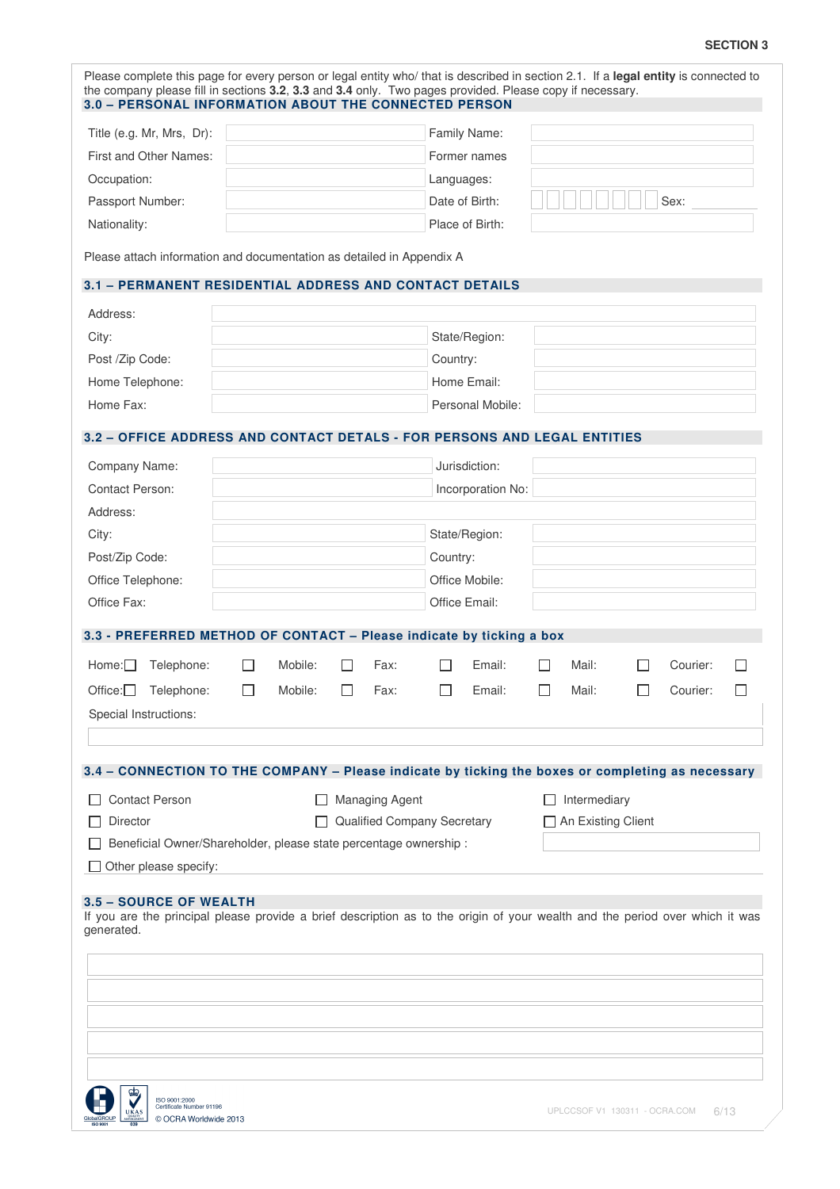SECTION 3

Please complete this page for every person or legal entity who/ that is described in section 2.1. If a **legal entity** is connected to the company please fill in sections **3.2**, **3.3** and **3.4** only. Two pages provided. Please copy if necessary.

## 3.0 – PERSONAL INFORMATION ABOUT THE CONNECTED PERSON

| | | | |
|---|---|---|---|
| Title (e.g. Mr, Mrs, Dr): | | Family Name: | |
| First and Other Names: | | Former names | |
| Occupation: | | Languages: | |
| Passport Number: | | Date of Birth: | Sex: |
| Nationality: | | Place of Birth: | |

Please attach information and documentation as detailed in Appendix A

## 3.1 – PERMANENT RESIDENTIAL ADDRESS AND CONTACT DETAILS

| | | | |
|---|---|---|---|
| Address: | | | |
| City: | | State/Region: | |
| Post /Zip Code: | | Country: | |
| Home Telephone: | | Home Email: | |
| Home Fax: | | Personal Mobile: | |

## 3.2 – OFFICE ADDRESS AND CONTACT DETALS - FOR PERSONS AND LEGAL ENTITIES

| | | | |
|---|---|---|---|
| Company Name: | | Jurisdiction: | |
| Contact Person: | | Incorporation No: | |
| Address: | | | |
| City: | | State/Region: | |
| Post/Zip Code: | | Country: | |
| Office Telephone: | | Office Mobile: | |
| Office Fax: | | Office Email: | |

## 3.3 - PREFERRED METHOD OF CONTACT – Please indicate by ticking a box

| | | | | | | |
|---|---|---|---|---|---|---|
| Home: ☐ | Telephone: ☐ | Mobile: ☐ | Fax: ☐ | Email: ☐ | Mail: ☐ | Courier: ☐ |
| Office: ☐ | Telephone: ☐ | Mobile: ☐ | Fax: ☐ | Email: ☐ | Mail: ☐ | Courier: ☐ |

Special Instructions:

## 3.4 – CONNECTION TO THE COMPANY – Please indicate by ticking the boxes or completing as necessary

- ☐ Contact Person
- ☐ Managing Agent
- ☐ Intermediary
- ☐ Director
- ☐ Qualified Company Secretary
- ☐ An Existing Client
- ☐ Beneficial Owner/Shareholder, please state percentage ownership :
- ☐ Other please specify:

## 3.5 – SOURCE OF WEALTH

If you are the principal please provide a brief description as to the origin of your wealth and the period over which it was generated.

ISO 9001:2000
Certificate Number 91196
© OCRA Worldwide 2013

UPLCCSOF V1 130311 - OCRA.COM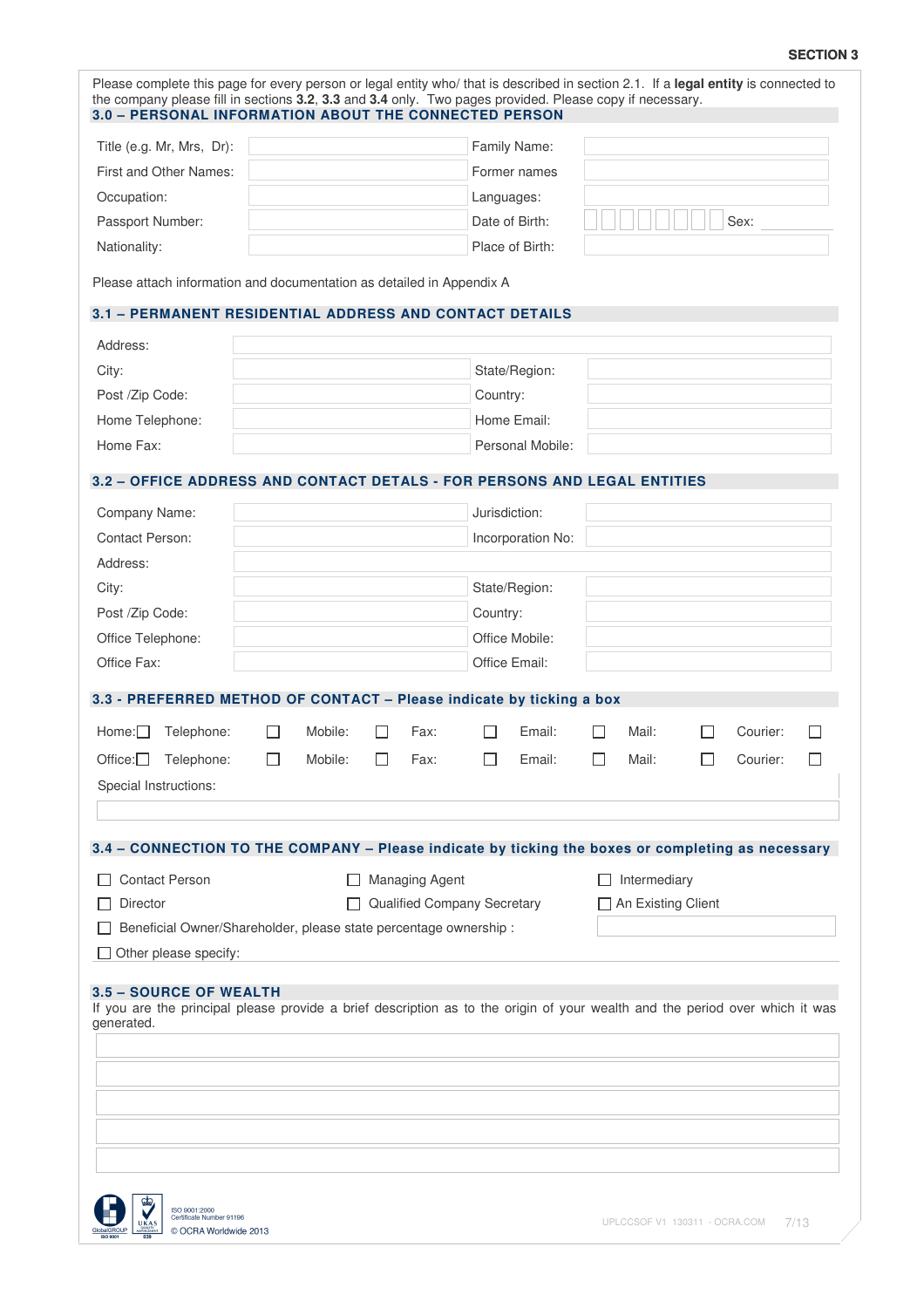SECTION 3

Please complete this page for every person or legal entity who/ that is described in section 2.1. If a **legal entity** is connected to the company please fill in sections **3.2**, **3.3** and **3.4** only. Two pages provided. Please copy if necessary.

## 3.0 – PERSONAL INFORMATION ABOUT THE CONNECTED PERSON

| | | | |
|---|---|---|---|
| Title (e.g. Mr, Mrs, Dr): | | Family Name: | |
| First and Other Names: | | Former names | |
| Occupation: | | Languages: | |
| Passport Number: | | Date of Birth: | Sex: |
| Nationality: | | Place of Birth: | |

Please attach information and documentation as detailed in Appendix A

## 3.1 – PERMANENT RESIDENTIAL ADDRESS AND CONTACT DETAILS

| | | | |
|---|---|---|---|
| Address: | | | |
| City: | | State/Region: | |
| Post /Zip Code: | | Country: | |
| Home Telephone: | | Home Email: | |
| Home Fax: | | Personal Mobile: | |

## 3.2 – OFFICE ADDRESS AND CONTACT DETALS - FOR PERSONS AND LEGAL ENTITIES

| | | | |
|---|---|---|---|
| Company Name: | | Jurisdiction: | |
| Contact Person: | | Incorporation No: | |
| Address: | | | |
| City: | | State/Region: | |
| Post /Zip Code: | | Country: | |
| Office Telephone: | | Office Mobile: | |
| Office Fax: | | Office Email: | |

## 3.3 - PREFERRED METHOD OF CONTACT – Please indicate by ticking a box

| | | | | | | |
|---|---|---|---|---|---|---|
| Home: ☐ | Telephone: ☐ | Mobile: ☐ | Fax: ☐ | Email: ☐ | Mail: ☐ | Courier: ☐ |
| Office: ☐ | Telephone: ☐ | Mobile: ☐ | Fax: ☐ | Email: ☐ | Mail: ☐ | Courier: ☐ |

Special Instructions:

## 3.4 – CONNECTION TO THE COMPANY – Please indicate by ticking the boxes or completing as necessary

- ☐ Contact Person
- ☐ Managing Agent
- ☐ Intermediary
- ☐ Director
- ☐ Qualified Company Secretary
- ☐ An Existing Client
- ☐ Beneficial Owner/Shareholder, please state percentage ownership :
- ☐ Other please specify:

## 3.5 – SOURCE OF WEALTH

If you are the principal please provide a brief description as to the origin of your wealth and the period over which it was generated.

ISO 9001:2000
Certificate Number 91196
© OCRA Worldwide 2013

UPLCCSOF V1 130311 - OCRA.COM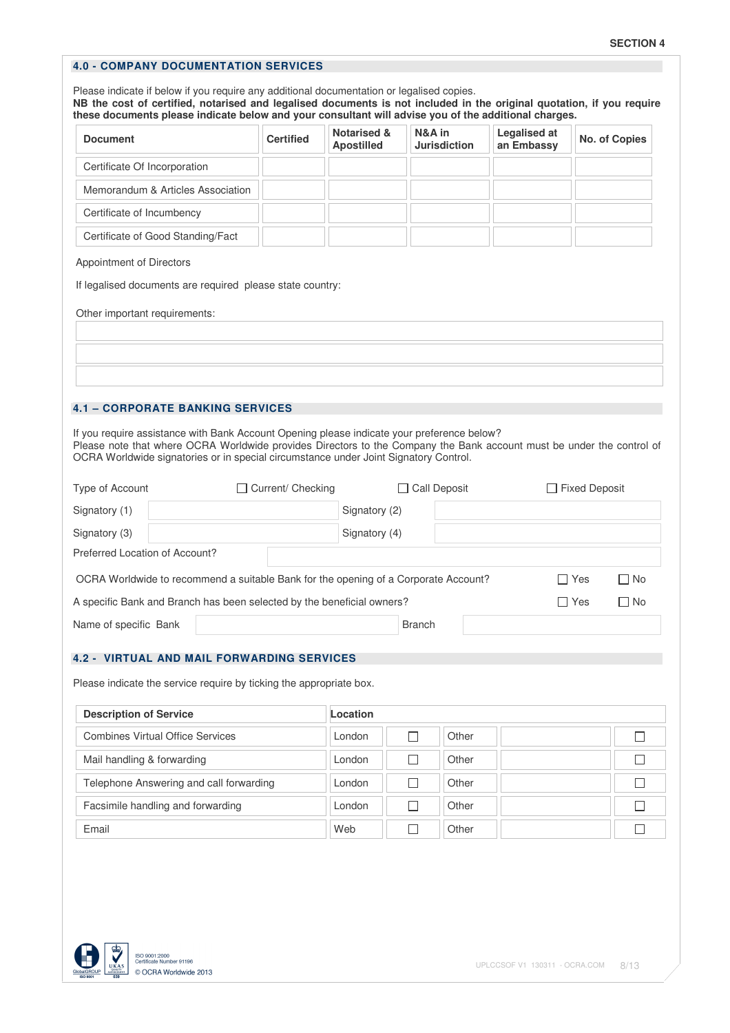SECTION 4

## 4.0 - COMPANY DOCUMENTATION SERVICES

Please indicate if below if you require any additional documentation or legalised copies.
**NB the cost of certified, notarised and legalised documents is not included in the original quotation, if you require these documents please indicate below and your consultant will advise you of the additional charges.**

| Document | Certified | Notarised & Apostilled | N&A in Jurisdiction | Legalised at an Embassy | No. of Copies |
|---|---|---|---|---|---|
| Certificate Of Incorporation | | | | | |
| Memorandum & Articles Association | | | | | |
| Certificate of Incumbency | | | | | |
| Certificate of Good Standing/Fact | | | | | |

Appointment of Directors

If legalised documents are required please state country:

Other important requirements:

## 4.1 – CORPORATE BANKING SERVICES

If you require assistance with Bank Account Opening please indicate your preference below?
Please note that where OCRA Worldwide provides Directors to the Company the Bank account must be under the control of OCRA Worldwide signatories or in special circumstance under Joint Signatory Control.

Type of Account ☐ Current/ Checking ☐ Call Deposit ☐ Fixed Deposit

Signatory (1) Signatory (2)

Signatory (3) Signatory (4)

Preferred Location of Account?

OCRA Worldwide to recommend a suitable Bank for the opening of a Corporate Account? ☐ Yes ☐ No

A specific Bank and Branch has been selected by the beneficial owners? ☐ Yes ☐ No

Name of specific Bank Branch

## 4.2 - VIRTUAL AND MAIL FORWARDING SERVICES

Please indicate the service require by ticking the appropriate box.

| Description of Service | Location | | | | |
|---|---|---|---|---|---|
| Combines Virtual Office Services | London | ☐ | Other | | ☐ |
| Mail handling & forwarding | London | ☐ | Other | | ☐ |
| Telephone Answering and call forwarding | London | ☐ | Other | | ☐ |
| Facsimile handling and forwarding | London | ☐ | Other | | ☐ |
| Email | Web | ☐ | Other | | ☐ |

ISO 9001:2000
Certificate Number 91196
© OCRA Worldwide 2013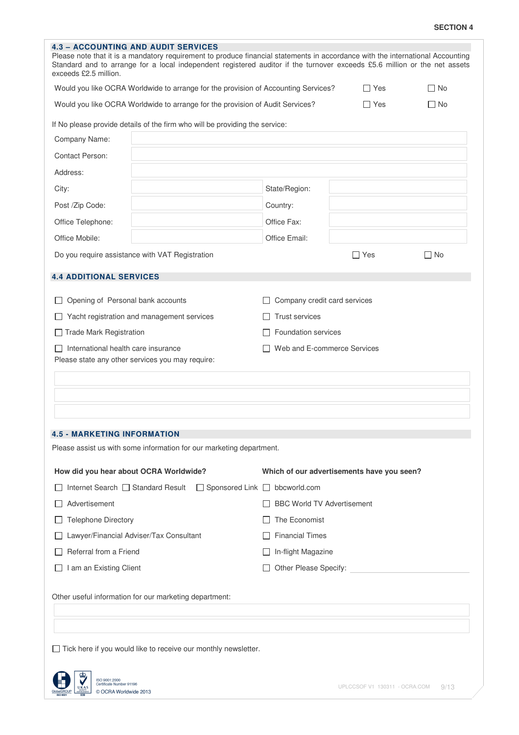## 4.3 – ACCOUNTING AND AUDIT SERVICES

Please note that it is a mandatory requirement to produce financial statements in accordance with the international Accounting Standard and to arrange for a local independent registered auditor if the turnover exceeds £5.6 million or the net assets exceeds £2.5 million.

| | | |
|---|---|---|
| Would you like OCRA Worldwide to arrange for the provision of Accounting Services? | ☐ Yes | ☐ No |
| Would you like OCRA Worldwide to arrange for the provision of Audit Services? | ☐ Yes | ☐ No |

If No please provide details of the firm who will be providing the service:

| | | | |
|---|---|---|---|
| Company Name: | | | |
| Contact Person: | | | |
| Address: | | | |
| City: | | State/Region: | |
| Post /Zip Code: | | Country: | |
| Office Telephone: | | Office Fax: | |
| Office Mobile: | | Office Email: | |

Do you require assistance with VAT Registration ☐ Yes ☐ No

## 4.4 ADDITIONAL SERVICES

- ☐ Opening of Personal bank accounts
- ☐ Yacht registration and management services
- ☐ Trade Mark Registration
- ☐ International health care insurance
- ☐ Company credit card services
- ☐ Trust services
- ☐ Foundation services
- ☐ Web and E-commerce Services

Please state any other services you may require:

## 4.5 - MARKETING INFORMATION

Please assist us with some information for our marketing department.

**How did you hear about OCRA Worldwide?**

- ☐ Internet Search ☐ Standard Result ☐ Sponsored Link
- ☐ Advertisement
- ☐ Telephone Directory
- ☐ Lawyer/Financial Adviser/Tax Consultant
- ☐ Referral from a Friend
- ☐ I am an Existing Client

**Which of our advertisements have you seen?**

- ☐ bbcworld.com
- ☐ BBC World TV Advertisement
- ☐ The Economist
- ☐ Financial Times
- ☐ In-flight Magazine
- ☐ Other Please Specify: \_\_\_\_\_\_\_\_\_\_

Other useful information for our marketing department:

☐ Tick here if you would like to receive our monthly newsletter.

ISO 9001:2000 Certificate Number 91196

© OCRA Worldwide 2013

UPLCCSOF V1 130311 - OCRA.COM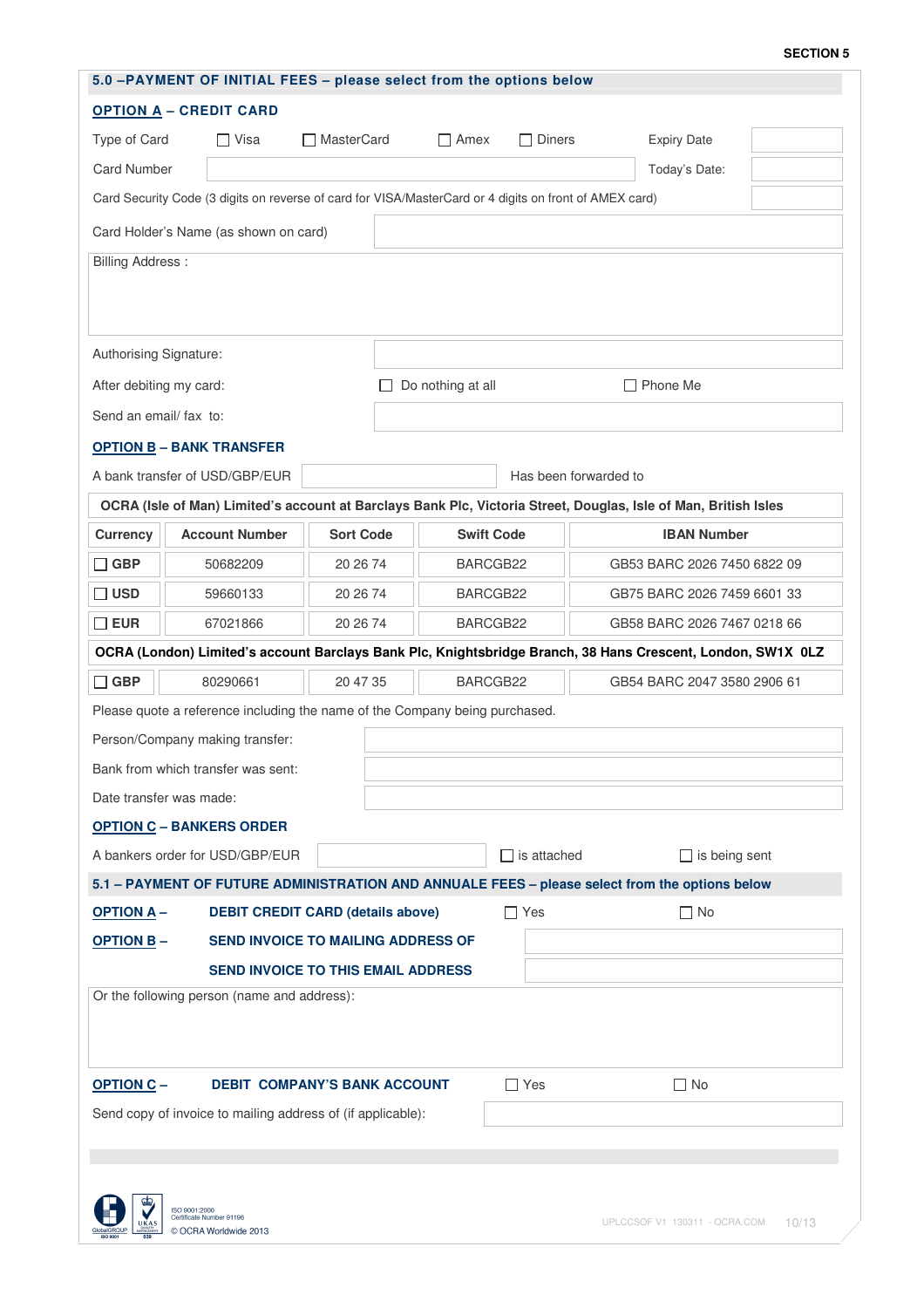SECTION 5

## 5.0 – PAYMENT OF INITIAL FEES – please select from the options below

### OPTION A – CREDIT CARD

Type of Card ☐ Visa ☐ MasterCard ☐ Amex ☐ Diners Expiry Date

Card Number Today's Date:

Card Security Code (3 digits on reverse of card for VISA/MasterCard or 4 digits on front of AMEX card)

Card Holder's Name (as shown on card)

Billing Address :

Authorising Signature:

After debiting my card: ☐ Do nothing at all ☐ Phone Me

Send an email/ fax to:

### OPTION B – BANK TRANSFER

A bank transfer of USD/GBP/EUR Has been forwarded to

**OCRA (Isle of Man) Limited's account at Barclays Bank Plc, Victoria Street, Douglas, Isle of Man, British Isles**

| Currency | Account Number | Sort Code | Swift Code | IBAN Number |
|---|---|---|---|---|
| ☐ GBP | 50682209 | 20 26 74 | BARCGB22 | GB53 BARC 2026 7450 6822 09 |
| ☐ USD | 59660133 | 20 26 74 | BARCGB22 | GB75 BARC 2026 7459 6601 33 |
| ☐ EUR | 67021866 | 20 26 74 | BARCGB22 | GB58 BARC 2026 7467 0218 66 |

**OCRA (London) Limited's account Barclays Bank Plc, Knightsbridge Branch, 38 Hans Crescent, London, SW1X 0LZ**

| Currency | Account Number | Sort Code | Swift Code | IBAN Number |
|---|---|---|---|---|
| ☐ GBP | 80290661 | 20 47 35 | BARCGB22 | GB54 BARC 2047 3580 2906 61 |

Please quote a reference including the name of the Company being purchased.

Person/Company making transfer:

Bank from which transfer was sent:

Date transfer was made:

### OPTION C – BANKERS ORDER

A bankers order for USD/GBP/EUR ☐ is attached ☐ is being sent

## 5.1 – PAYMENT OF FUTURE ADMINISTRATION AND ANNUALE FEES – please select from the options below

**OPTION A – DEBIT CREDIT CARD (details above)** ☐ Yes ☐ No

**OPTION B – SEND INVOICE TO MAILING ADDRESS OF**

**SEND INVOICE TO THIS EMAIL ADDRESS**

Or the following person (name and address):

**OPTION C – DEBIT COMPANY'S BANK ACCOUNT** ☐ Yes ☐ No

Send copy of invoice to mailing address of (if applicable):

ISO 9001:2000 Certificate Number 91196

© OCRA Worldwide 2013

UPLCCSOF V1 130311 - OCRA.COM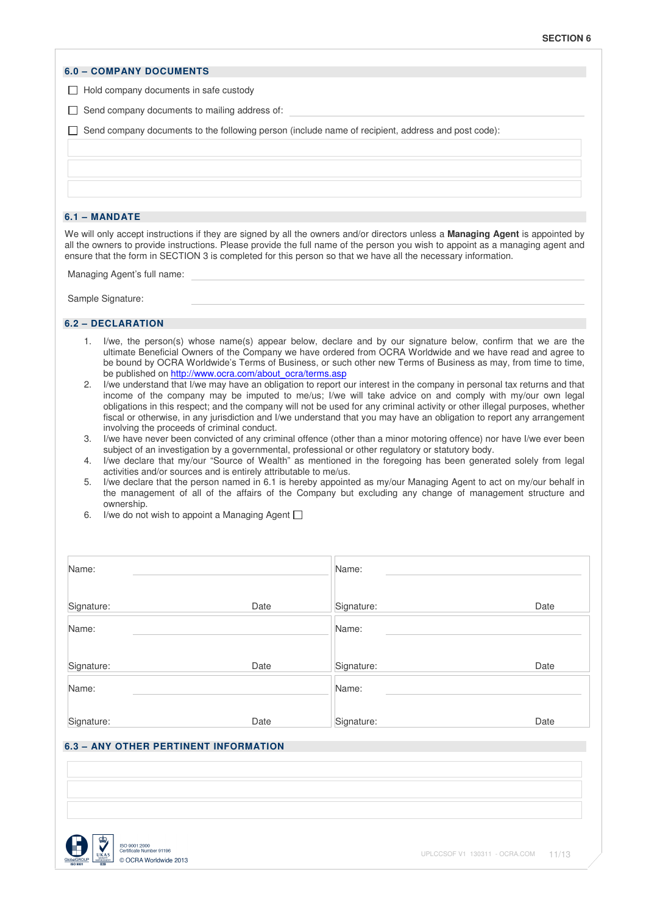## 6.0 – COMPANY DOCUMENTS

☐ Hold company documents in safe custody

☐ Send company documents to mailing address of: \_\_\_\_\_\_\_\_\_\_\_\_\_\_\_\_\_\_\_\_

☐ Send company documents to the following person (include name of recipient, address and post code):

| |
|---|
| |
| |
| |

## 6.1 – MANDATE

We will only accept instructions if they are signed by all the owners and/or directors unless a **Managing Agent** is appointed by all the owners to provide instructions. Please provide the full name of the person you wish to appoint as a managing agent and ensure that the form in SECTION 3 is completed for this person so that we have all the necessary information.

Managing Agent's full name: \_\_\_\_\_\_\_\_\_\_\_\_\_\_\_\_\_\_\_\_

Sample Signature: \_\_\_\_\_\_\_\_\_\_\_\_\_\_\_\_\_\_\_\_

## 6.2 – DECLARATION

1. I/we, the person(s) whose name(s) appear below, declare and by our signature below, confirm that we are the ultimate Beneficial Owners of the Company we have ordered from OCRA Worldwide and we have read and agree to be bound by OCRA Worldwide's Terms of Business, or such other new Terms of Business as may, from time to time, be published on http://www.ocra.com/about_ocra/terms.asp
2. I/we understand that I/we may have an obligation to report our interest in the company in personal tax returns and that income of the company may be imputed to me/us; I/we will take advice on and comply with my/our own legal obligations in this respect; and the company will not be used for any criminal activity or other illegal purposes, whether fiscal or otherwise, in any jurisdiction and I/we understand that you may have an obligation to report any arrangement involving the proceeds of criminal conduct.
3. I/we have never been convicted of any criminal offence (other than a minor motoring offence) nor have I/we ever been subject of an investigation by a governmental, professional or other regulatory or statutory body.
4. I/we declare that my/our "Source of Wealth" as mentioned in the foregoing has been generated solely from legal activities and/or sources and is entirely attributable to me/us.
5. I/we declare that the person named in 6.1 is hereby appointed as my/our Managing Agent to act on my/our behalf in the management of all of the affairs of the Company but excluding any change of management structure and ownership.
6. I/we do not wish to appoint a Managing Agent ☐

| | |
|---|---|
| Name: | Name: |
| Signature: Date | Signature: Date |
| Name: | Name: |
| Signature: Date | Signature: Date |
| Name: | Name: |
| Signature: Date | Signature: Date |

## 6.3 – ANY OTHER PERTINENT INFORMATION

| |
|---|
| |
| |
| |

ISO 9001:2000
Certificate Number 91196

© OCRA Worldwide 2013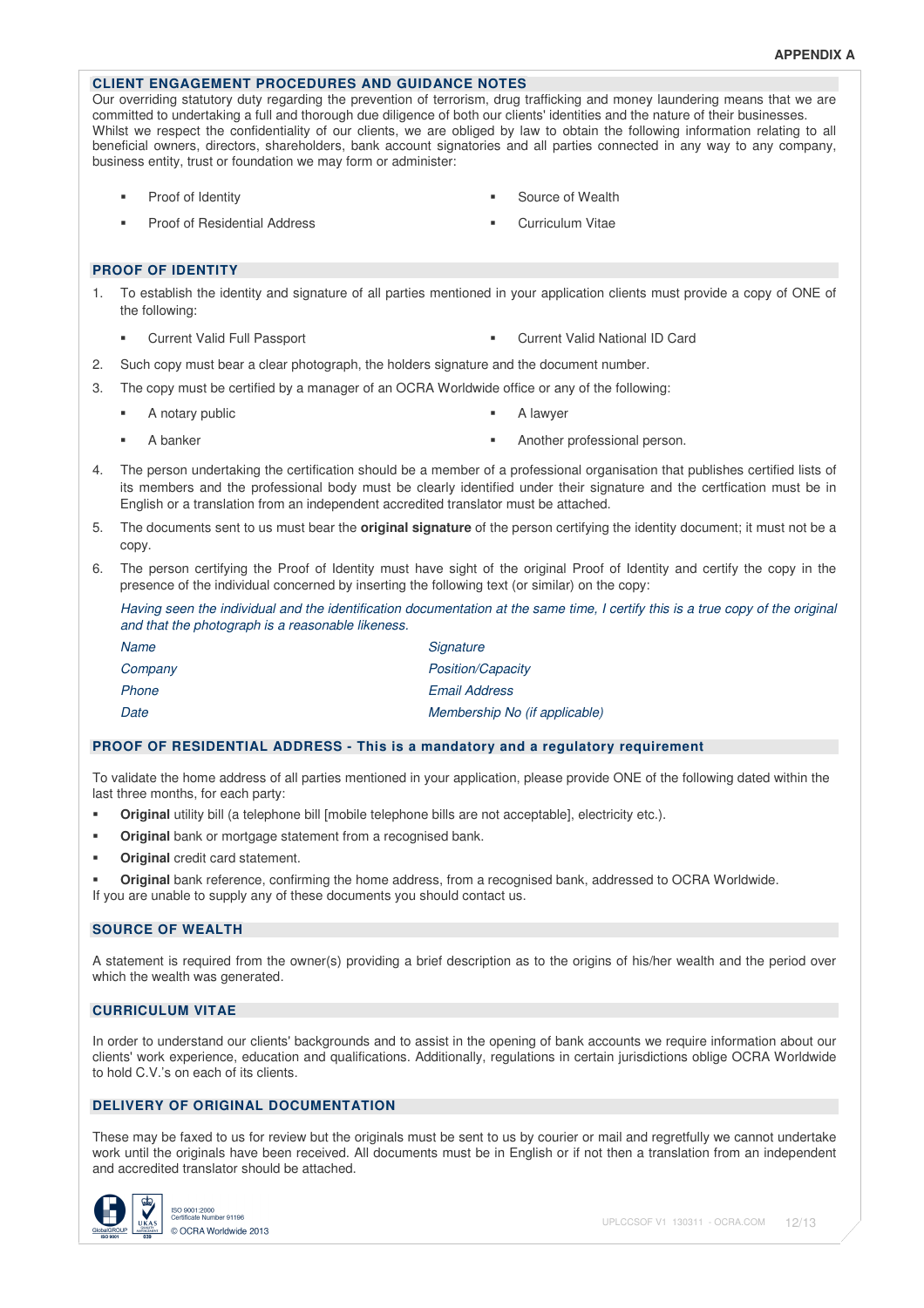**APPENDIX A**

## CLIENT ENGAGEMENT PROCEDURES AND GUIDANCE NOTES

Our overriding statutory duty regarding the prevention of terrorism, drug trafficking and money laundering means that we are committed to undertaking a full and thorough due diligence of both our clients' identities and the nature of their businesses. Whilst we respect the confidentiality of our clients, we are obliged by law to obtain the following information relating to all beneficial owners, directors, shareholders, bank account signatories and all parties connected in any way to any company, business entity, trust or foundation we may form or administer:

- Proof of Identity
- Proof of Residential Address
- Source of Wealth
- Curriculum Vitae

## PROOF OF IDENTITY

1. To establish the identity and signature of all parties mentioned in your application clients must provide a copy of ONE of the following:
   - Current Valid Full Passport
   - Current Valid National ID Card
2. Such copy must bear a clear photograph, the holders signature and the document number.
3. The copy must be certified by a manager of an OCRA Worldwide office or any of the following:
   - A notary public
   - A banker
   - A lawyer
   - Another professional person.
4. The person undertaking the certification should be a member of a professional organisation that publishes certified lists of its members and the professional body must be clearly identified under their signature and the certfication must be in English or a translation from an independent accredited translator must be attached.
5. The documents sent to us must bear the **original signature** of the person certifying the identity document; it must not be a copy.
6. The person certifying the Proof of Identity must have sight of the original Proof of Identity and certify the copy in the presence of the individual concerned by inserting the following text (or similar) on the copy:

   *Having seen the individual and the identification documentation at the same time, I certify this is a true copy of the original and that the photograph is a reasonable likeness.*

   | | |
   |---|---|
   | *Name* | *Signature* |
   | *Company* | *Position/Capacity* |
   | *Phone* | *Email Address* |
   | *Date* | *Membership No (if applicable)* |

## PROOF OF RESIDENTIAL ADDRESS - This is a mandatory and a regulatory requirement

To validate the home address of all parties mentioned in your application, please provide ONE of the following dated within the last three months, for each party:

- **Original** utility bill (a telephone bill [mobile telephone bills are not acceptable], electricity etc.).
- **Original** bank or mortgage statement from a recognised bank.
- **Original** credit card statement.
- **Original** bank reference, confirming the home address, from a recognised bank, addressed to OCRA Worldwide.

If you are unable to supply any of these documents you should contact us.

## SOURCE OF WEALTH

A statement is required from the owner(s) providing a brief description as to the origins of his/her wealth and the period over which the wealth was generated.

## CURRICULUM VITAE

In order to understand our clients' backgrounds and to assist in the opening of bank accounts we require information about our clients' work experience, education and qualifications. Additionally, regulations in certain jurisdictions oblige OCRA Worldwide to hold C.V.'s on each of its clients.

## DELIVERY OF ORIGINAL DOCUMENTATION

These may be faxed to us for review but the originals must be sent to us by courier or mail and regretfully we cannot undertake work until the originals have been received. All documents must be in English or if not then a translation from an independent and accredited translator should be attached.

ISO 9001:2000
Certificate Number 91196
© OCRA Worldwide 2013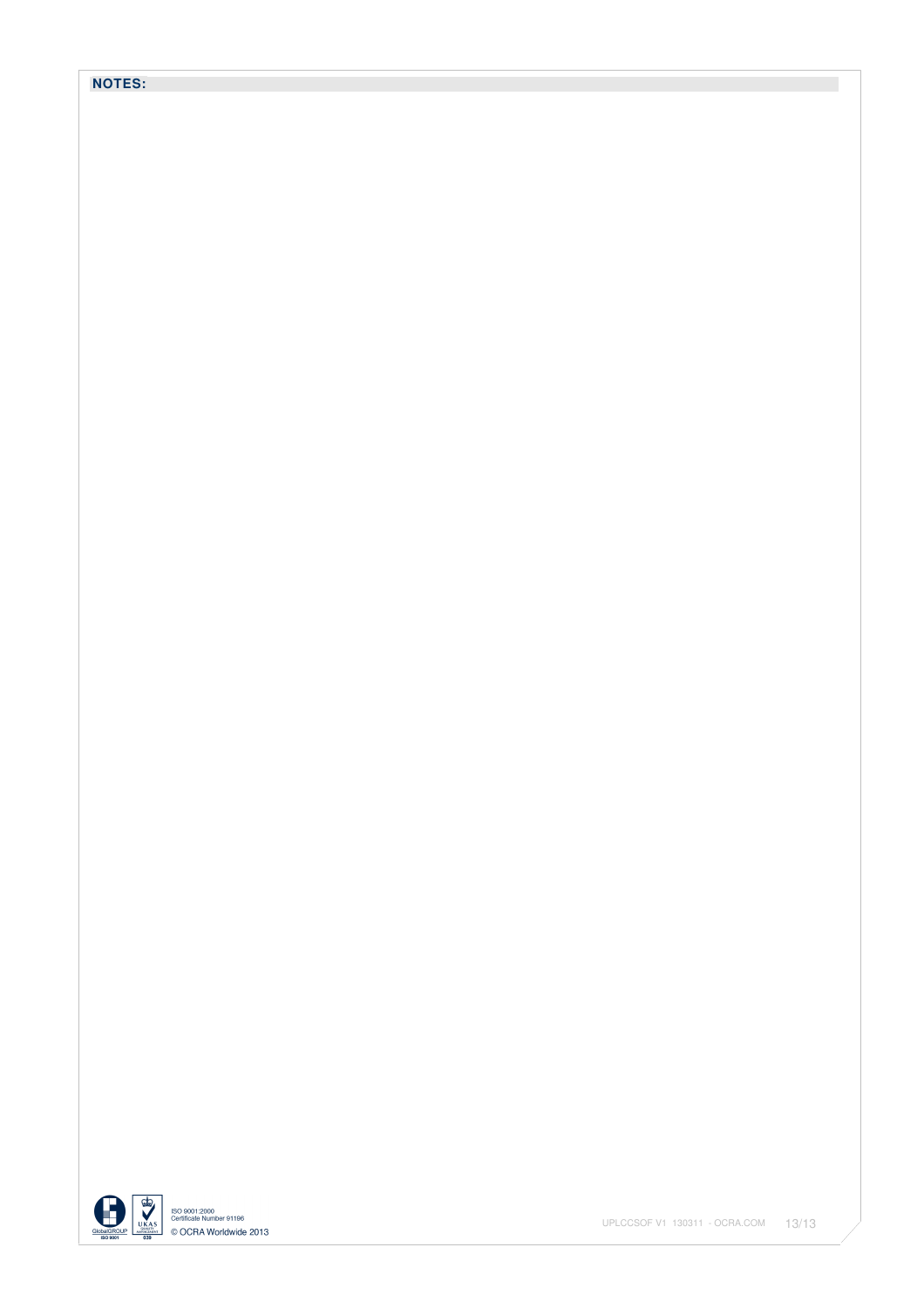**NOTES:**